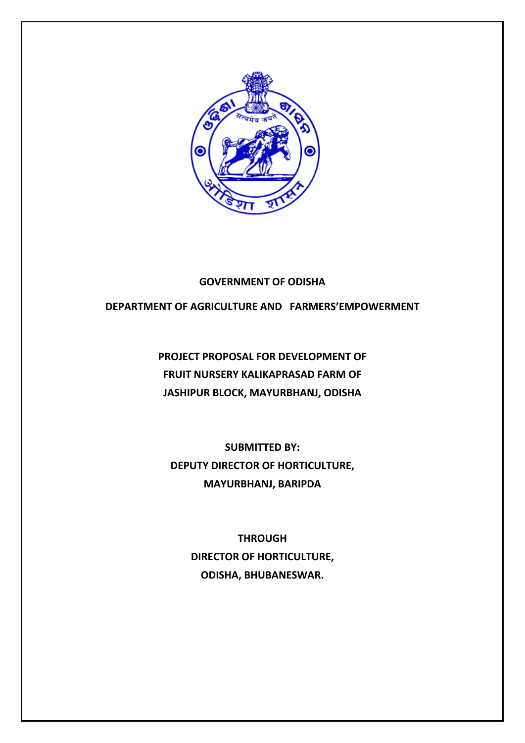**GOVERNMENT OF ODISHA**

**DEPARTMENT OF AGRICULTURE AND FARMERS'EMPOWERMENT**

**PROJECT PROPOSAL FOR DEVELOPMENT OF FRUIT NURSERY KALIKAPRASAD FARM OF JASHIPUR BLOCK, MAYURBHANJ, ODISHA**

**SUBMITTED BY:**
**DEPUTY DIRECTOR OF HORTICULTURE,**
**MAYURBHANJ, BARIPDA**

**THROUGH**
**DIRECTOR OF HORTICULTURE,**
**ODISHA, BHUBANESWAR.**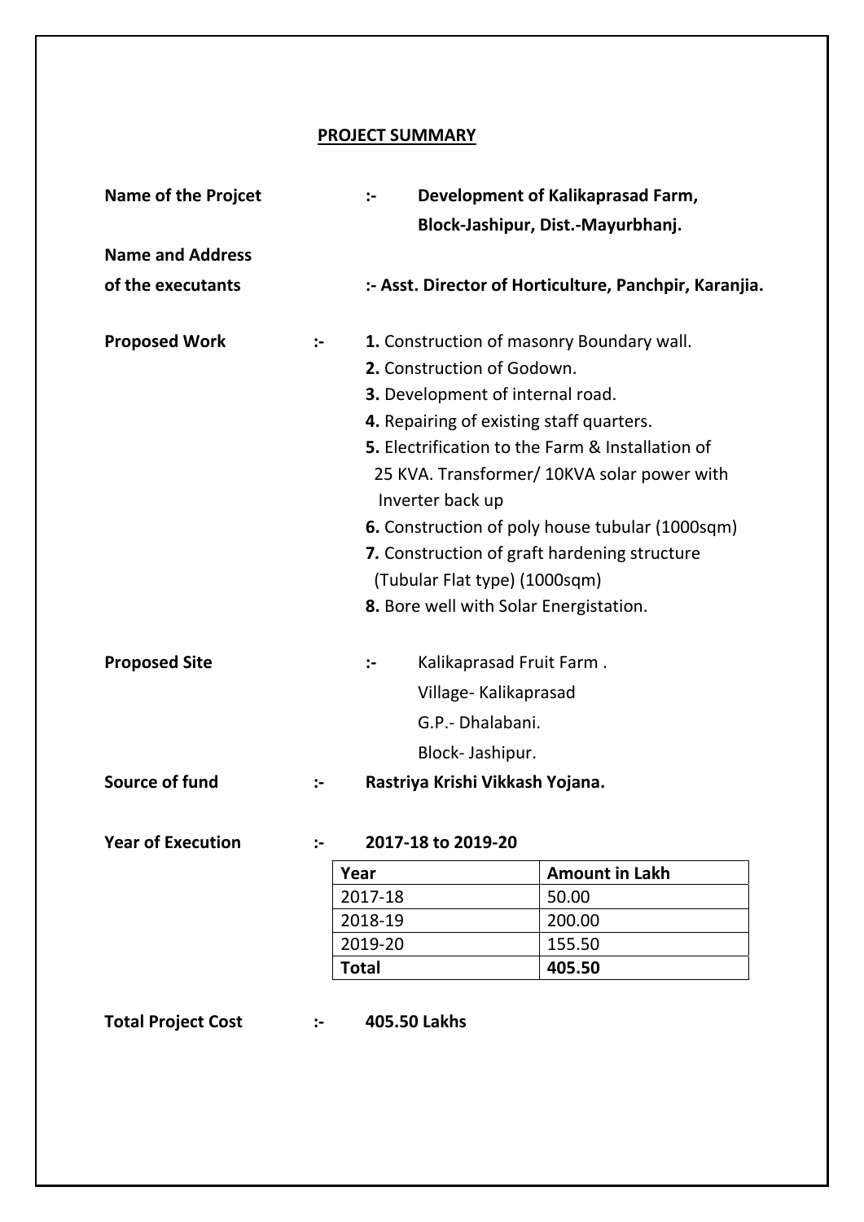## PROJECT SUMMARY

**Name of the Projcet** :- **Development of Kalikaprasad Farm, Block-Jashipur, Dist.-Mayurbhanj.**

**Name and Address of the executants** :- **Asst. Director of Horticulture, Panchpir, Karanjia.**

**Proposed Work** :-

**1.** Construction of masonry Boundary wall.
**2.** Construction of Godown.
**3.** Development of internal road.
**4.** Repairing of existing staff quarters.
**5.** Electrification to the Farm & Installation of 25 KVA. Transformer/ 10KVA solar power with Inverter back up
**6.** Construction of poly house tubular (1000sqm)
**7.** Construction of graft hardening structure (Tubular Flat type) (1000sqm)
**8.** Bore well with Solar Energistation.

**Proposed Site** :- Kalikaprasad Fruit Farm .
Village- Kalikaprasad
G.P.- Dhalabani.
Block- Jashipur.

**Source of fund** :- **Rastriya Krishi Vikkash Yojana.**

**Year of Execution** :- **2017-18 to 2019-20**

| **Year** | **Amount in Lakh** |
|---|---|
| 2017-18 | 50.00 |
| 2018-19 | 200.00 |
| 2019-20 | 155.50 |
| **Total** | **405.50** |

**Total Project Cost** :- **405.50 Lakhs**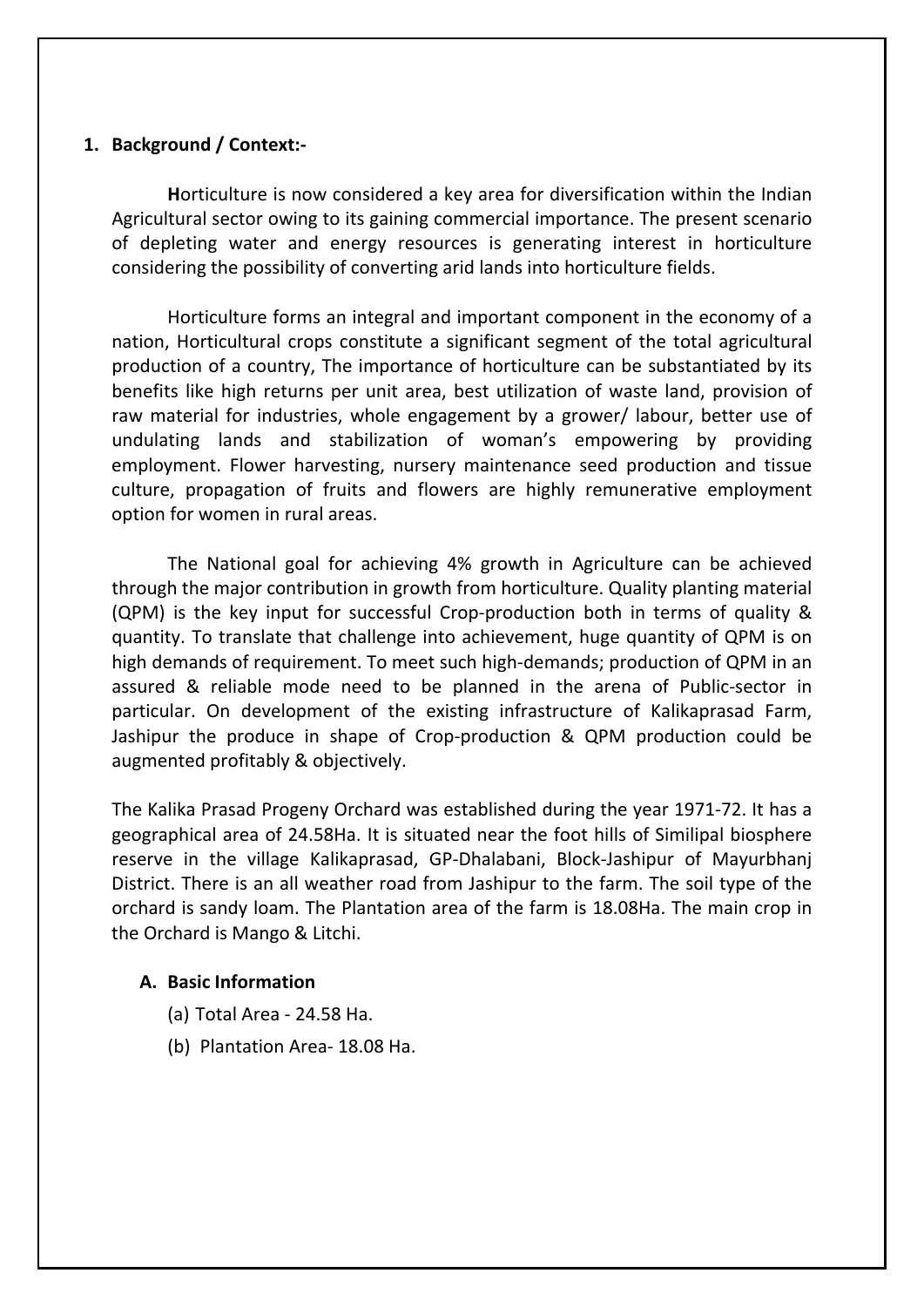## 1. Background / Context:-

**H**orticulture is now considered a key area for diversification within the Indian Agricultural sector owing to its gaining commercial importance. The present scenario of depleting water and energy resources is generating interest in horticulture considering the possibility of converting arid lands into horticulture fields.

Horticulture forms an integral and important component in the economy of a nation, Horticultural crops constitute a significant segment of the total agricultural production of a country, The importance of horticulture can be substantiated by its benefits like high returns per unit area, best utilization of waste land, provision of raw material for industries, whole engagement by a grower/ labour, better use of undulating lands and stabilization of woman's empowering by providing employment. Flower harvesting, nursery maintenance seed production and tissue culture, propagation of fruits and flowers are highly remunerative employment option for women in rural areas.

The National goal for achieving 4% growth in Agriculture can be achieved through the major contribution in growth from horticulture. Quality planting material (QPM) is the key input for successful Crop-production both in terms of quality & quantity. To translate that challenge into achievement, huge quantity of QPM is on high demands of requirement. To meet such high-demands; production of QPM in an assured & reliable mode need to be planned in the arena of Public-sector in particular. On development of the existing infrastructure of Kalikaprasad Farm, Jashipur the produce in shape of Crop-production & QPM production could be augmented profitably & objectively.

The Kalika Prasad Progeny Orchard was established during the year 1971-72. It has a geographical area of 24.58Ha. It is situated near the foot hills of Similipal biosphere reserve in the village Kalikaprasad, GP-Dhalabani, Block-Jashipur of Mayurbhanj District. There is an all weather road from Jashipur to the farm. The soil type of the orchard is sandy loam. The Plantation area of the farm is 18.08Ha. The main crop in the Orchard is Mango & Litchi.

### A. Basic Information

(a) Total Area - 24.58 Ha.

(b) Plantation Area- 18.08 Ha.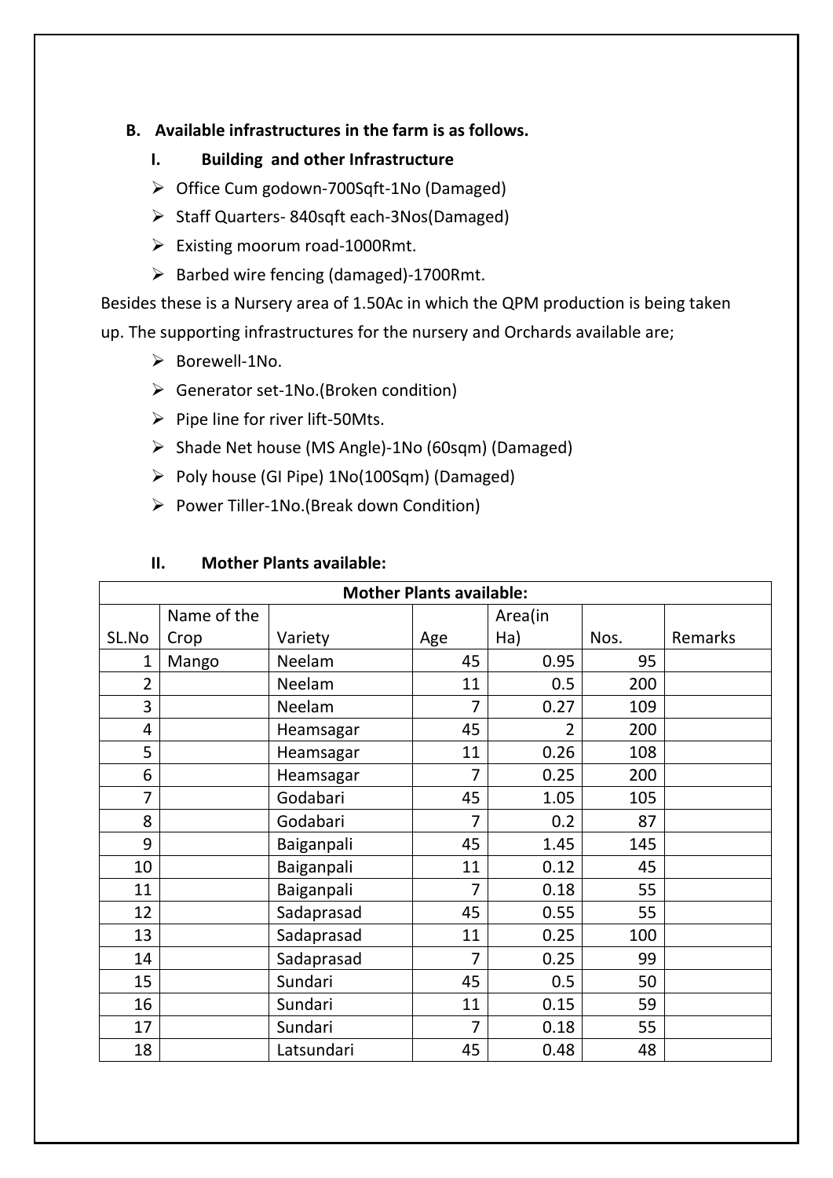**B. Available infrastructures in the farm is as follows.**

**I. Building and other Infrastructure**

- Office Cum godown-700Sqft-1No (Damaged)
- Staff Quarters- 840sqft each-3Nos(Damaged)
- Existing moorum road-1000Rmt.
- Barbed wire fencing (damaged)-1700Rmt.

Besides these is a Nursery area of 1.50Ac in which the QPM production is being taken up. The supporting infrastructures for the nursery and Orchards available are;

- Borewell-1No.
- Generator set-1No.(Broken condition)
- Pipe line for river lift-50Mts.
- Shade Net house (MS Angle)-1No (60sqm) (Damaged)
- Poly house (GI Pipe) 1No(100Sqm) (Damaged)
- Power Tiller-1No.(Break down Condition)

**II. Mother Plants available:**

| Mother Plants available: | | | | | | |
|---|---|---|---|---|---|---|
| SL.No | Name of the Crop | Variety | Age | Area(in Ha) | Nos. | Remarks |
| 1 | Mango | Neelam | 45 | 0.95 | 95 | |
| 2 | | Neelam | 11 | 0.5 | 200 | |
| 3 | | Neelam | 7 | 0.27 | 109 | |
| 4 | | Heamsagar | 45 | 2 | 200 | |
| 5 | | Heamsagar | 11 | 0.26 | 108 | |
| 6 | | Heamsagar | 7 | 0.25 | 200 | |
| 7 | | Godabari | 45 | 1.05 | 105 | |
| 8 | | Godabari | 7 | 0.2 | 87 | |
| 9 | | Baiganpali | 45 | 1.45 | 145 | |
| 10 | | Baiganpali | 11 | 0.12 | 45 | |
| 11 | | Baiganpali | 7 | 0.18 | 55 | |
| 12 | | Sadaprasad | 45 | 0.55 | 55 | |
| 13 | | Sadaprasad | 11 | 0.25 | 100 | |
| 14 | | Sadaprasad | 7 | 0.25 | 99 | |
| 15 | | Sundari | 45 | 0.5 | 50 | |
| 16 | | Sundari | 11 | 0.15 | 59 | |
| 17 | | Sundari | 7 | 0.18 | 55 | |
| 18 | | Latsundari | 45 | 0.48 | 48 | |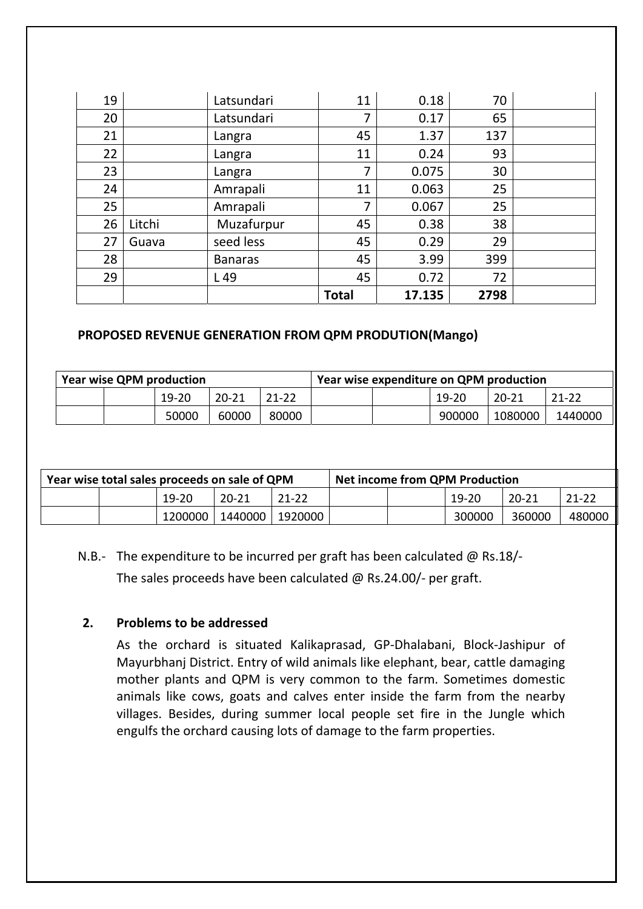| | | | | | | |
|---|---|---|---|---|---|---|
| 19 | | Latsundari | 11 | 0.18 | 70 | |
| 20 | | Latsundari | 7 | 0.17 | 65 | |
| 21 | | Langra | 45 | 1.37 | 137 | |
| 22 | | Langra | 11 | 0.24 | 93 | |
| 23 | | Langra | 7 | 0.075 | 30 | |
| 24 | | Amrapali | 11 | 0.063 | 25 | |
| 25 | | Amrapali | 7 | 0.067 | 25 | |
| 26 | Litchi | Muzafurpur | 45 | 0.38 | 38 | |
| 27 | Guava | seed less | 45 | 0.29 | 29 | |
| 28 | | Banaras | 45 | 3.99 | 399 | |
| 29 | | L 49 | 45 | 0.72 | 72 | |
| | | | **Total** | **17.135** | **2798** | |

**PROPOSED REVENUE GENERATION FROM QPM PRODUTION(Mango)**

| **Year wise QPM production** | | | | | **Year wise expenditure on QPM production** | | | | |
|---|---|---|---|---|---|---|---|---|---|
| | | 19-20 | 20-21 | 21-22 | | | 19-20 | 20-21 | 21-22 |
| | | 50000 | 60000 | 80000 | | | 900000 | 1080000 | 1440000 |

| **Year wise total sales proceeds on sale of QPM** | | | | | **Net income from QPM Production** | | | | |
|---|---|---|---|---|---|---|---|---|---|
| | | 19-20 | 20-21 | 21-22 | | | 19-20 | 20-21 | 21-22 |
| | | 1200000 | 1440000 | 1920000 | | | 300000 | 360000 | 480000 |

N.B.- The expenditure to be incurred per graft has been calculated @ Rs.18/-
The sales proceeds have been calculated @ Rs.24.00/- per graft.

## 2. Problems to be addressed

As the orchard is situated Kalikaprasad, GP-Dhalabani, Block-Jashipur of Mayurbhanj District. Entry of wild animals like elephant, bear, cattle damaging mother plants and QPM is very common to the farm. Sometimes domestic animals like cows, goats and calves enter inside the farm from the nearby villages. Besides, during summer local people set fire in the Jungle which engulfs the orchard causing lots of damage to the farm properties.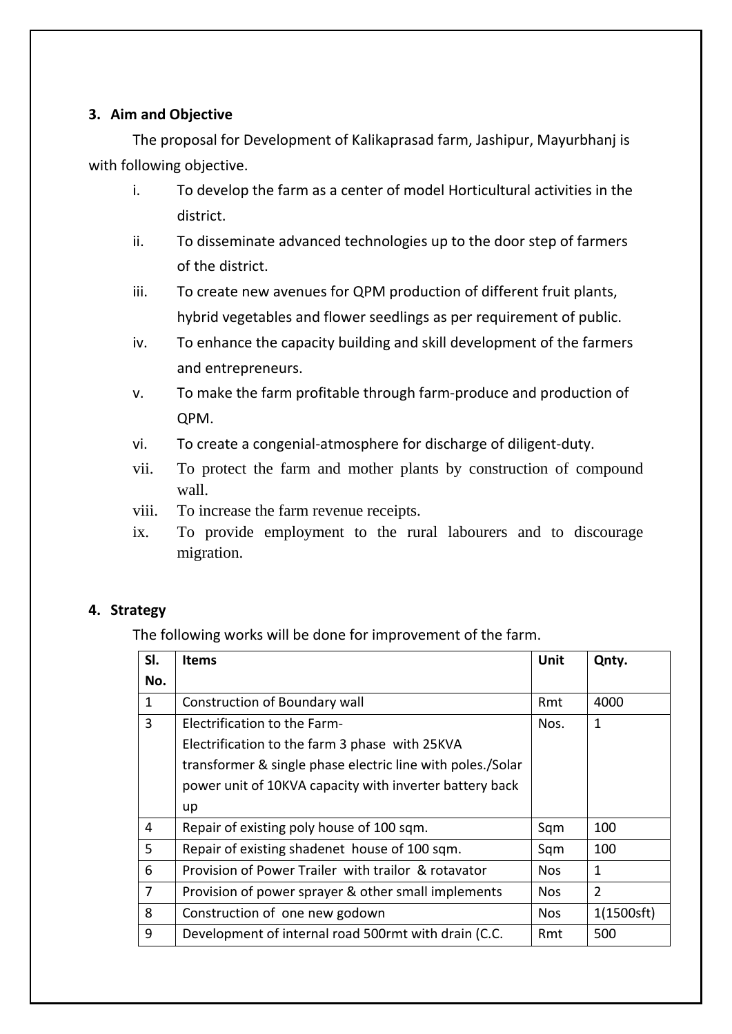### 3. Aim and Objective

The proposal for Development of Kalikaprasad farm, Jashipur, Mayurbhanj is with following objective.

i. To develop the farm as a center of model Horticultural activities in the district.

ii. To disseminate advanced technologies up to the door step of farmers of the district.

iii. To create new avenues for QPM production of different fruit plants, hybrid vegetables and flower seedlings as per requirement of public.

iv. To enhance the capacity building and skill development of the farmers and entrepreneurs.

v. To make the farm profitable through farm-produce and production of QPM.

vi. To create a congenial-atmosphere for discharge of diligent-duty.

vii. To protect the farm and mother plants by construction of compound wall.

viii. To increase the farm revenue receipts.

ix. To provide employment to the rural labourers and to discourage migration.

### 4. Strategy

The following works will be done for improvement of the farm.

| Sl. No. | Items | Unit | Qnty. |
|---|---|---|---|
| 1 | Construction of Boundary wall | Rmt | 4000 |
| 3 | Electrification to the Farm-<br>Electrification to the farm 3 phase with 25KVA transformer & single phase electric line with poles./Solar power unit of 10KVA capacity with inverter battery back up | Nos. | 1 |
| 4 | Repair of existing poly house of 100 sqm. | Sqm | 100 |
| 5 | Repair of existing shadenet house of 100 sqm. | Sqm | 100 |
| 6 | Provision of Power Trailer with trailor & rotavator | Nos | 1 |
| 7 | Provision of power sprayer & other small implements | Nos | 2 |
| 8 | Construction of one new godown | Nos | 1(1500sft) |
| 9 | Development of internal road 500rmt with drain (C.C. | Rmt | 500 |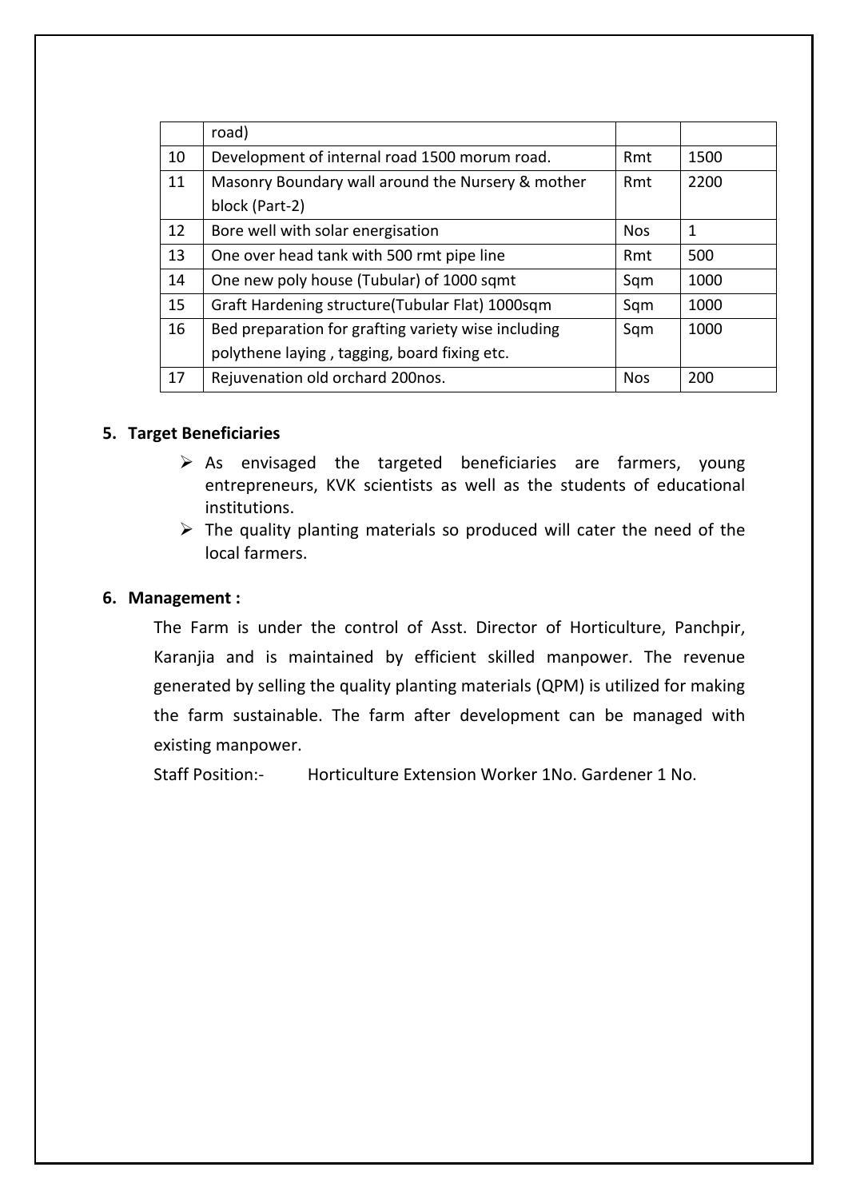|  | road) |  |  |
|---|---|---|---|
| 10 | Development of internal road 1500 morum road. | Rmt | 1500 |
| 11 | Masonry Boundary wall around the Nursery & mother block (Part-2) | Rmt | 2200 |
| 12 | Bore well with solar energisation | Nos | 1 |
| 13 | One over head tank with 500 rmt pipe line | Rmt | 500 |
| 14 | One new poly house (Tubular) of 1000 sqmt | Sqm | 1000 |
| 15 | Graft Hardening structure(Tubular Flat) 1000sqm | Sqm | 1000 |
| 16 | Bed preparation for grafting variety wise including polythene laying , tagging, board fixing etc. | Sqm | 1000 |
| 17 | Rejuvenation old orchard 200nos. | Nos | 200 |

**5. Target Beneficiaries**

- As envisaged the targeted beneficiaries are farmers, young entrepreneurs, KVK scientists as well as the students of educational institutions.
- The quality planting materials so produced will cater the need of the local farmers.

**6. Management :**

The Farm is under the control of Asst. Director of Horticulture, Panchpir, Karanjia and is maintained by efficient skilled manpower. The revenue generated by selling the quality planting materials (QPM) is utilized for making the farm sustainable. The farm after development can be managed with existing manpower.

Staff Position:- Horticulture Extension Worker 1No. Gardener 1 No.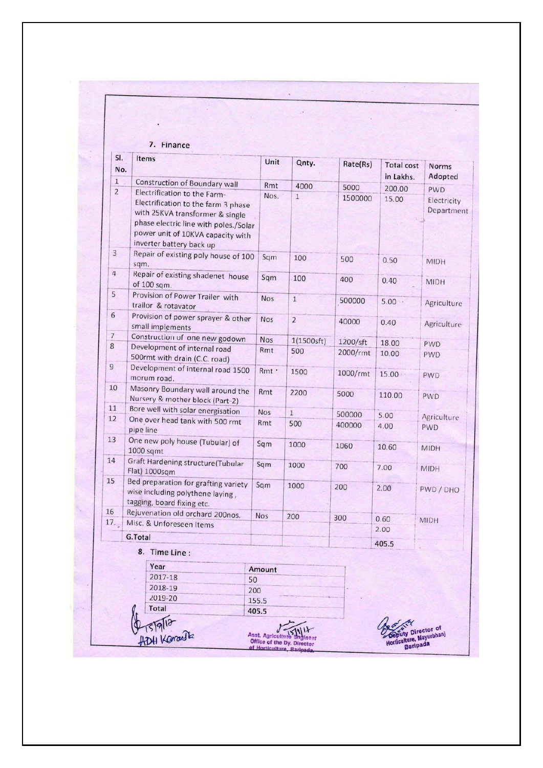## 7. Finance

| Sl. No. | Items | Unit | Qnty. | Rate(Rs) | Total cost in Lakhs. | Norms Adopted |
|---|---|---|---|---|---|---|
| 1 | Construction of Boundary wall | Rmt | 4000 | 5000 | 200.00 | PWD |
| 2 | Electrification to the Farm-Electrification to the farm 3 phase with 25KVA transformer & single phase electric line with poles./Solar power unit of 10KVA capacity with inverter battery back up | Nos. | 1 | 1500000 | 15.00 | Electricity Department |
| 3 | Repair of existing poly house of 100 sqm. | Sqm | 100 | 500 | 0.50 | MIDH |
| 4 | Repair of existing shadenet house of 100 sqm. | Sqm | 100 | 400 | 0.40 | MIDH |
| 5 | Provision of Power Trailer with trailor & rotavator | Nos | 1 | 500000 | 5.00 | Agriculture |
| 6 | Provision of power sprayer & other small implements | Nos | 2 | 40000 | 0.40 | Agriculture |
| 7 | Construction of one new godown | Nos | 1(1500sft) | 1200/sft | 18.00 | PWD |
| 8 | Development of internal road 500rmt with drain (C.C. road) | Rmt | 500 | 2000/rmt | 10.00 | PWD |
| 9 | Development of internal road 1500 morum road. | Rmt | 1500 | 1000/rmt | 15.00 | PWD |
| 10 | Masonry Boundary wall around the Nursery & mother block (Part-2) | Rmt | 2200 | 5000 | 110.00 | PWD |
| 11 | Bore well with solar energisation | Nos | 1 | 500000 | 5.00 | Agriculture |
| 12 | One over head tank with 500 rmt pipe line | Rmt | 500 | 400000 | 4.00 | PWD |
| 13 | One new poly house (Tubular) of 1000 sqmt | Sqm | 1000 | 1060 | 10.60 | MIDH |
| 14 | Graft Hardening structure(Tubular Flat) 1000sqm | Sqm | 1000 | 700 | 7.00 | MIDH |
| 15 | Bed preparation for grafting variety wise including polythene laying, tagging, board fixing etc. | Sqm | 1000 | 200 | 2.00 | PWD / DHO |
| 16 | Rejuvenation old orchard 200nos. | Nos | 200 | 300 | 0.60 | MIDH |
| 17. | Misc. & Unforeseen Items | | | | 2.00 | |
| | G.Total | | | | 405.5 | |

## 8. Time Line :

| Year | Amount |
|---|---|
| 2017-18 | 50 |
| 2018-19 | 200 |
| 2019-20 | 155.5 |
| Total | 405.5 |

15/9/17
ADH Koraput

Asst. Agriculture Engineer
Office of the Dy. Director
of Horticulture, Baripada.

Deputy Director of
Horticulture, Mayurbhanj
Baripada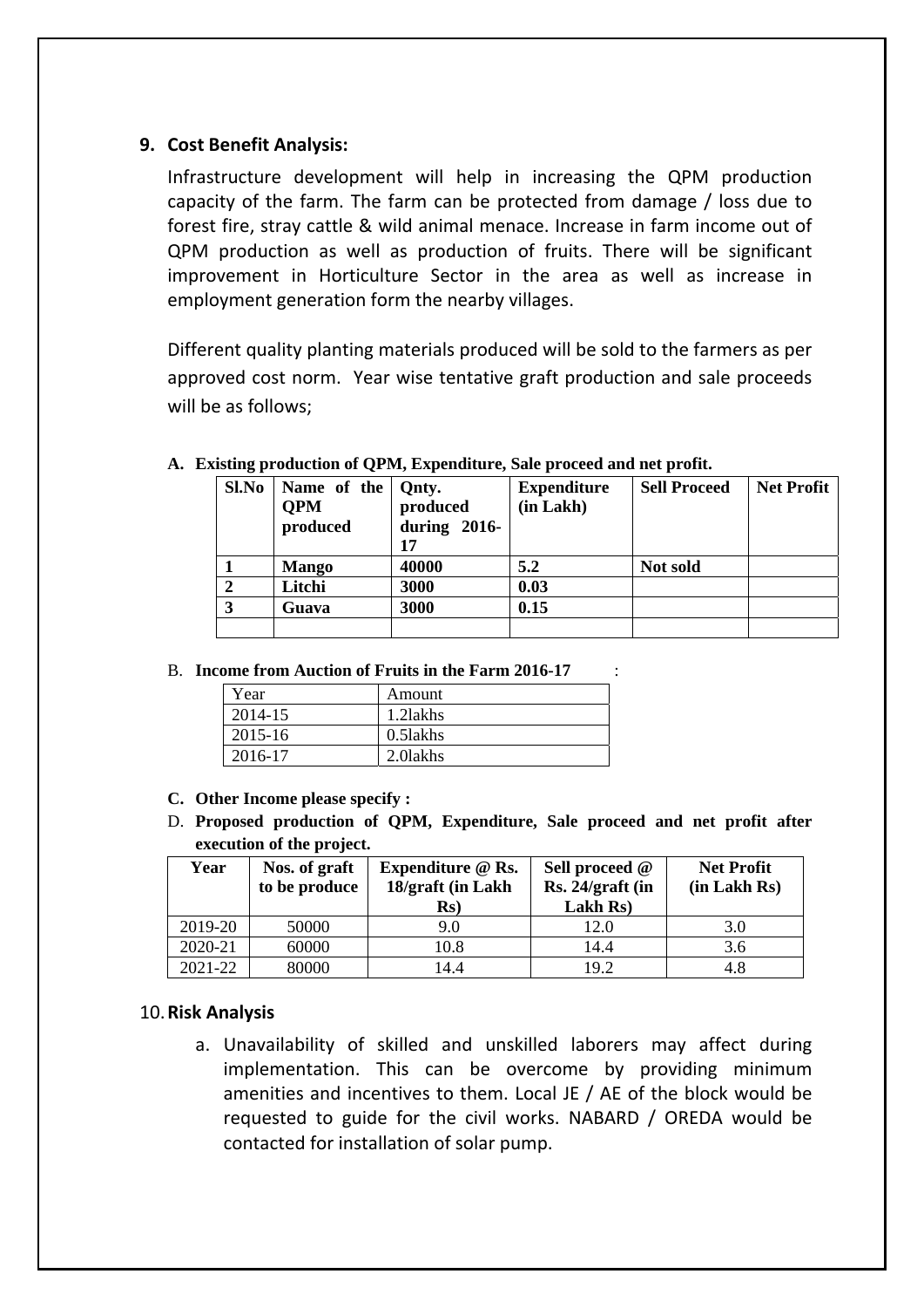## 9. Cost Benefit Analysis:

Infrastructure development will help in increasing the QPM production capacity of the farm. The farm can be protected from damage / loss due to forest fire, stray cattle & wild animal menace. Increase in farm income out of QPM production as well as production of fruits. There will be significant improvement in Horticulture Sector in the area as well as increase in employment generation form the nearby villages.

Different quality planting materials produced will be sold to the farmers as per approved cost norm. Year wise tentative graft production and sale proceeds will be as follows;

**A. Existing production of QPM, Expenditure, Sale proceed and net profit.**

| Sl.No | Name of the QPM produced | Qnty. produced during 2016-17 | Expenditure (in Lakh) | Sell Proceed | Net Profit |
|---|---|---|---|---|---|
| **1** | **Mango** | **40000** | **5.2** | **Not sold** | |
| **2** | **Litchi** | **3000** | **0.03** | | |
| **3** | **Guava** | **3000** | **0.15** | | |
| | | | | | |

B. **Income from Auction of Fruits in the Farm 2016-17** :

| Year | Amount |
|---|---|
| 2014-15 | 1.2lakhs |
| 2015-16 | 0.5lakhs |
| 2016-17 | 2.0lakhs |

**C. Other Income please specify :**

D. **Proposed production of QPM, Expenditure, Sale proceed and net profit after execution of the project.**

| Year | Nos. of graft to be produce | Expenditure @ Rs. 18/graft (in Lakh Rs) | Sell proceed @ Rs. 24/graft (in Lakh Rs) | Net Profit (in Lakh Rs) |
|---|---|---|---|---|
| 2019-20 | 50000 | 9.0 | 12.0 | 3.0 |
| 2020-21 | 60000 | 10.8 | 14.4 | 3.6 |
| 2021-22 | 80000 | 14.4 | 19.2 | 4.8 |

## 10. Risk Analysis

a. Unavailability of skilled and unskilled laborers may affect during implementation. This can be overcome by providing minimum amenities and incentives to them. Local JE / AE of the block would be requested to guide for the civil works. NABARD / OREDA would be contacted for installation of solar pump.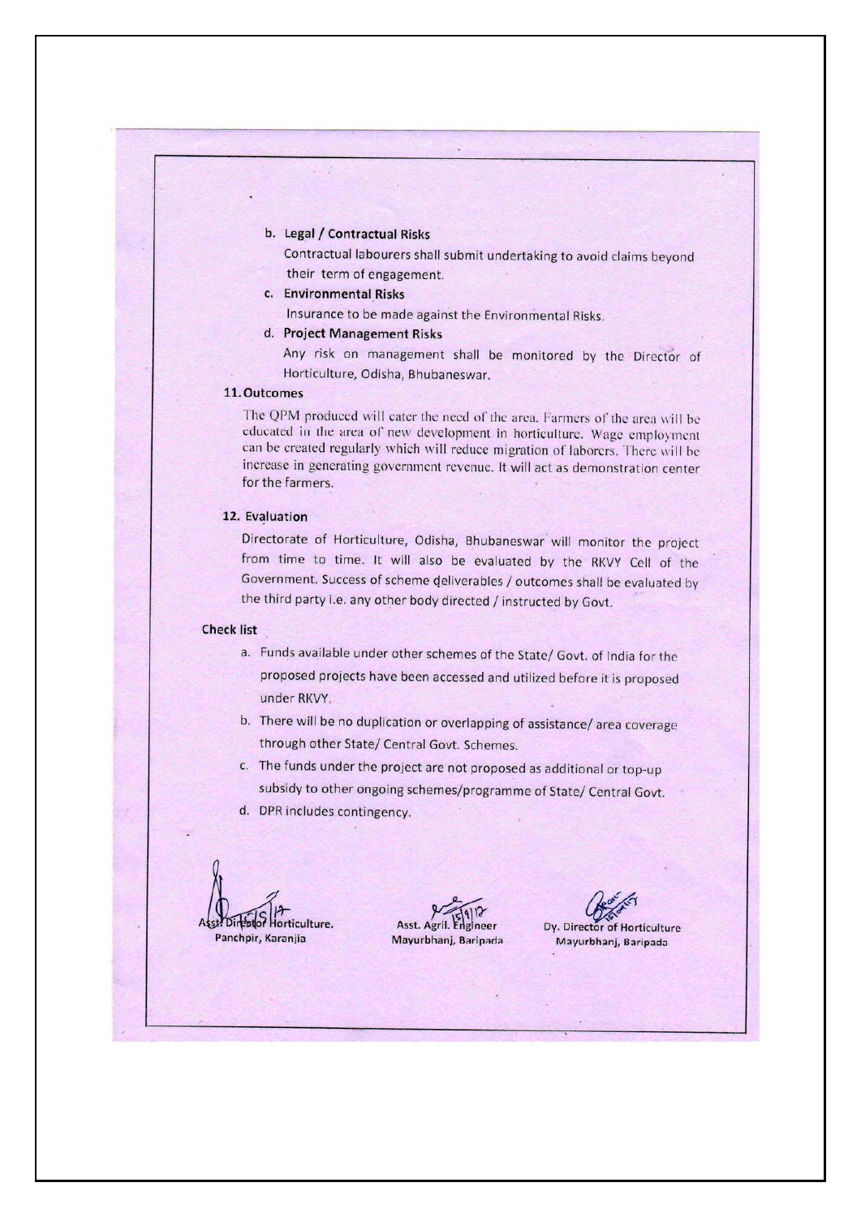b. **Legal / Contractual Risks**

   Contractual labourers shall submit undertaking to avoid claims beyond their term of engagement.

c. **Environmental Risks**

   Insurance to be made against the Environmental Risks.

d. **Project Management Risks**

   Any risk on management shall be monitored by the Director of Horticulture, Odisha, Bhubaneswar.

## 11. Outcomes

The QPM produced will cater the need of the area. Farmers of the area will be educated in the area of new development in horticulture. Wage employment can be created regularly which will reduce migration of laborers. There will be increase in generating government revenue. It will act as demonstration center for the farmers.

## 12. Evaluation

Directorate of Horticulture, Odisha, Bhubaneswar will monitor the project from time to time. It will also be evaluated by the RKVY Cell of the Government. Success of scheme deliverables / outcomes shall be evaluated by the third party i.e. any other body directed / instructed by Govt.

## Check list

a. Funds available under other schemes of the State/ Govt. of India for the proposed projects have been accessed and utilized before it is proposed under RKVY.

b. There will be no duplication or overlapping of assistance/ area coverage through other State/ Central Govt. Schemes.

c. The funds under the project are not proposed as additional or top-up subsidy to other ongoing schemes/programme of State/ Central Govt.

d. DPR includes contingency.

Asst. Director of Horticulture.
Panchpir, Karanjia

Asst. Agril. Engineer
Mayurbhanj, Baripada

Dy. Director of Horticulture
Mayurbhanj, Baripada